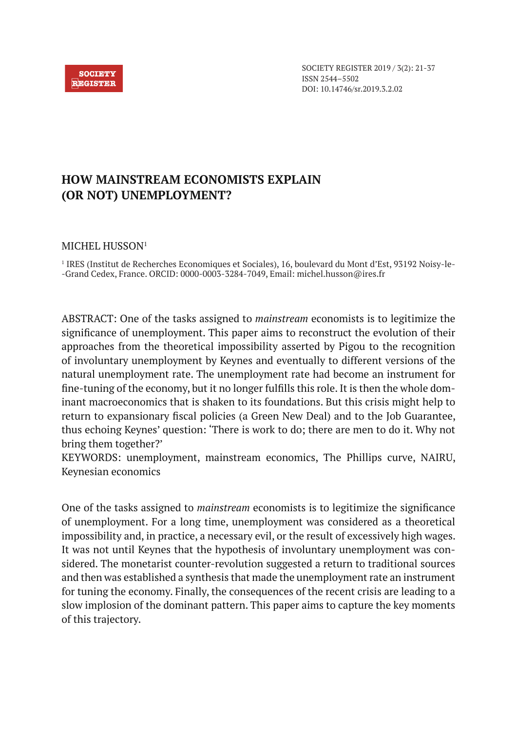# HOW MAINSTREAM ECONOMISTS EXPLAIN (OR NOT) UNEMPLOYMENT?

MICHEL HUSSON[1]

[1] IRES (Institut de Recherches Economiques et Sociales), 16, boulevard du Mont d'Est, 93192 Noisy-le-Grand Cedex, France. ORCID: 0000-0003-3284-7049, Email: michel.husson@ires.fr

ABSTRACT: One of the tasks assigned to *mainstream* economists is to legitimize the significance of unemployment. This paper aims to reconstruct the evolution of their approaches from the theoretical impossibility asserted by Pigou to the recognition of involuntary unemployment by Keynes and eventually to different versions of the natural unemployment rate. The unemployment rate had become an instrument for fine-tuning of the economy, but it no longer fulfills this role. It is then the whole dominant macroeconomics that is shaken to its foundations. But this crisis might help to return to expansionary fiscal policies (a Green New Deal) and to the Job Guarantee, thus echoing Keynes' question: 'There is work to do; there are men to do it. Why not bring them together?'

KEYWORDS: unemployment, mainstream economics, The Phillips curve, NAIRU, Keynesian economics

One of the tasks assigned to *mainstream* economists is to legitimize the significance of unemployment. For a long time, unemployment was considered as a theoretical impossibility and, in practice, a necessary evil, or the result of excessively high wages. It was not until Keynes that the hypothesis of involuntary unemployment was considered. The monetarist counter-revolution suggested a return to traditional sources and then was established a synthesis that made the unemployment rate an instrument for tuning the economy. Finally, the consequences of the recent crisis are leading to a slow implosion of the dominant pattern. This paper aims to capture the key moments of this trajectory.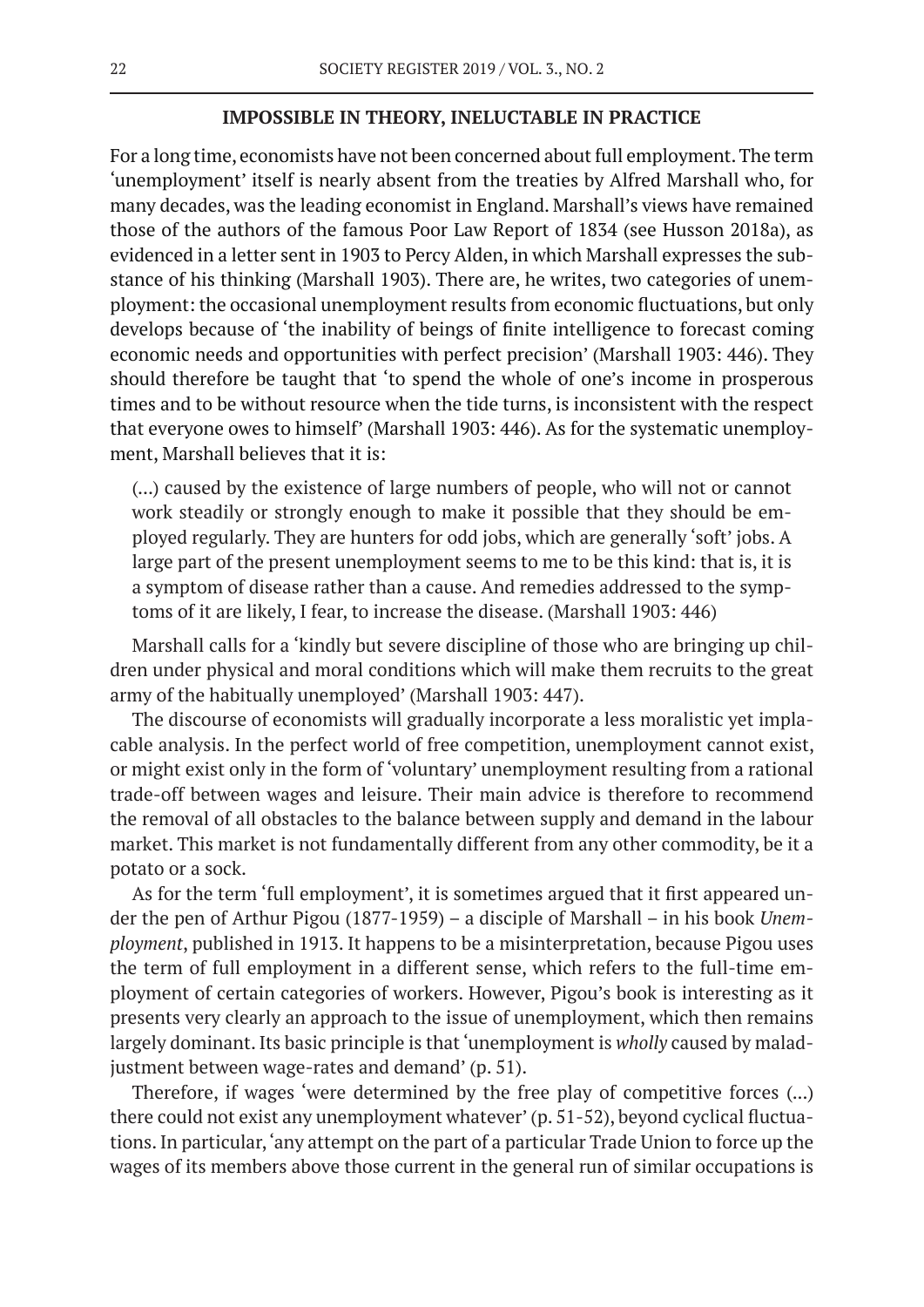## IMPOSSIBLE IN THEORY, INELUCTABLE IN PRACTICE

For a long time, economists have not been concerned about full employment. The term 'unemployment' itself is nearly absent from the treaties by Alfred Marshall who, for many decades, was the leading economist in England. Marshall's views have remained those of the authors of the famous Poor Law Report of 1834 (see Husson 2018a), as evidenced in a letter sent in 1903 to Percy Alden, in which Marshall expresses the substance of his thinking (Marshall 1903). There are, he writes, two categories of unemployment: the occasional unemployment results from economic fluctuations, but only develops because of 'the inability of beings of finite intelligence to forecast coming economic needs and opportunities with perfect precision' (Marshall 1903: 446). They should therefore be taught that 'to spend the whole of one's income in prosperous times and to be without resource when the tide turns, is inconsistent with the respect that everyone owes to himself' (Marshall 1903: 446). As for the systematic unemployment, Marshall believes that it is:

> (...) caused by the existence of large numbers of people, who will not or cannot work steadily or strongly enough to make it possible that they should be employed regularly. They are hunters for odd jobs, which are generally 'soft' jobs. A large part of the present unemployment seems to me to be this kind: that is, it is a symptom of disease rather than a cause. And remedies addressed to the symptoms of it are likely, I fear, to increase the disease. (Marshall 1903: 446)

Marshall calls for a 'kindly but severe discipline of those who are bringing up children under physical and moral conditions which will make them recruits to the great army of the habitually unemployed' (Marshall 1903: 447).

The discourse of economists will gradually incorporate a less moralistic yet implacable analysis. In the perfect world of free competition, unemployment cannot exist, or might exist only in the form of 'voluntary' unemployment resulting from a rational trade-off between wages and leisure. Their main advice is therefore to recommend the removal of all obstacles to the balance between supply and demand in the labour market. This market is not fundamentally different from any other commodity, be it a potato or a sock.

As for the term 'full employment', it is sometimes argued that it first appeared under the pen of Arthur Pigou (1877-1959) – a disciple of Marshall – in his book *Unemployment*, published in 1913. It happens to be a misinterpretation, because Pigou uses the term of full employment in a different sense, which refers to the full-time employment of certain categories of workers. However, Pigou's book is interesting as it presents very clearly an approach to the issue of unemployment, which then remains largely dominant. Its basic principle is that 'unemployment is *wholly* caused by maladjustment between wage-rates and demand' (p. 51).

Therefore, if wages 'were determined by the free play of competitive forces (...) there could not exist any unemployment whatever' (p. 51-52), beyond cyclical fluctuations. In particular, 'any attempt on the part of a particular Trade Union to force up the wages of its members above those current in the general run of similar occupations is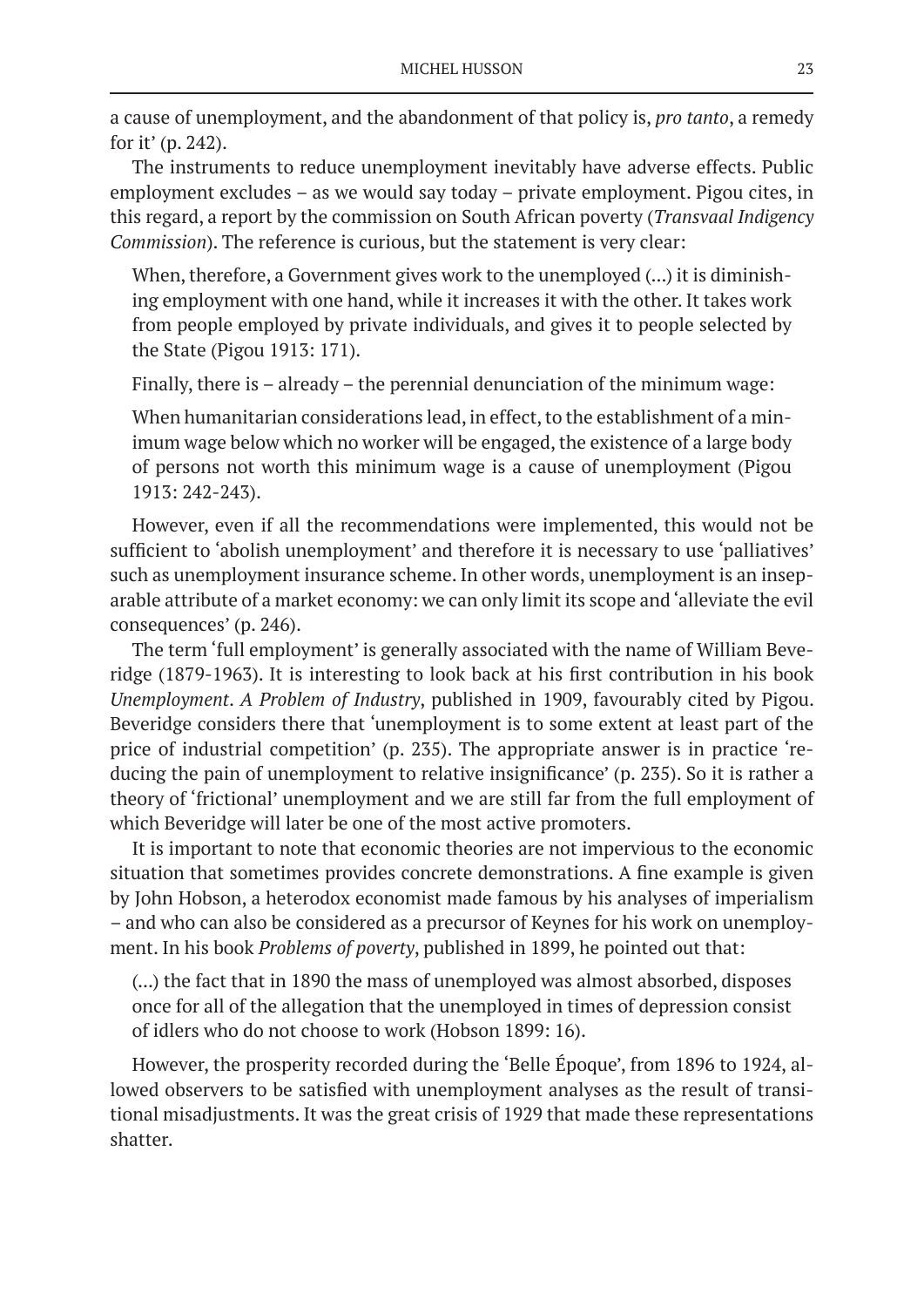a cause of unemployment, and the abandonment of that policy is, *pro tanto*, a remedy for it' (p. 242).

The instruments to reduce unemployment inevitably have adverse effects. Public employment excludes – as we would say today – private employment. Pigou cites, in this regard, a report by the commission on South African poverty (*Transvaal Indigency Commission*). The reference is curious, but the statement is very clear:

> When, therefore, a Government gives work to the unemployed (...) it is diminishing employment with one hand, while it increases it with the other. It takes work from people employed by private individuals, and gives it to people selected by the State (Pigou 1913: 171).

Finally, there is – already – the perennial denunciation of the minimum wage:

> When humanitarian considerations lead, in effect, to the establishment of a minimum wage below which no worker will be engaged, the existence of a large body of persons not worth this minimum wage is a cause of unemployment (Pigou 1913: 242-243).

However, even if all the recommendations were implemented, this would not be sufficient to 'abolish unemployment' and therefore it is necessary to use 'palliatives' such as unemployment insurance scheme. In other words, unemployment is an inseparable attribute of a market economy: we can only limit its scope and 'alleviate the evil consequences' (p. 246).

The term 'full employment' is generally associated with the name of William Beveridge (1879-1963). It is interesting to look back at his first contribution in his book *Unemployment. A Problem of Industry*, published in 1909, favourably cited by Pigou. Beveridge considers there that 'unemployment is to some extent at least part of the price of industrial competition' (p. 235). The appropriate answer is in practice 'reducing the pain of unemployment to relative insignificance' (p. 235). So it is rather a theory of 'frictional' unemployment and we are still far from the full employment of which Beveridge will later be one of the most active promoters.

It is important to note that economic theories are not impervious to the economic situation that sometimes provides concrete demonstrations. A fine example is given by John Hobson, a heterodox economist made famous by his analyses of imperialism – and who can also be considered as a precursor of Keynes for his work on unemployment. In his book *Problems of poverty*, published in 1899, he pointed out that:

> (...) the fact that in 1890 the mass of unemployed was almost absorbed, disposes once for all of the allegation that the unemployed in times of depression consist of idlers who do not choose to work (Hobson 1899: 16).

However, the prosperity recorded during the 'Belle Époque', from 1896 to 1924, allowed observers to be satisfied with unemployment analyses as the result of transitional misadjustments. It was the great crisis of 1929 that made these representations shatter.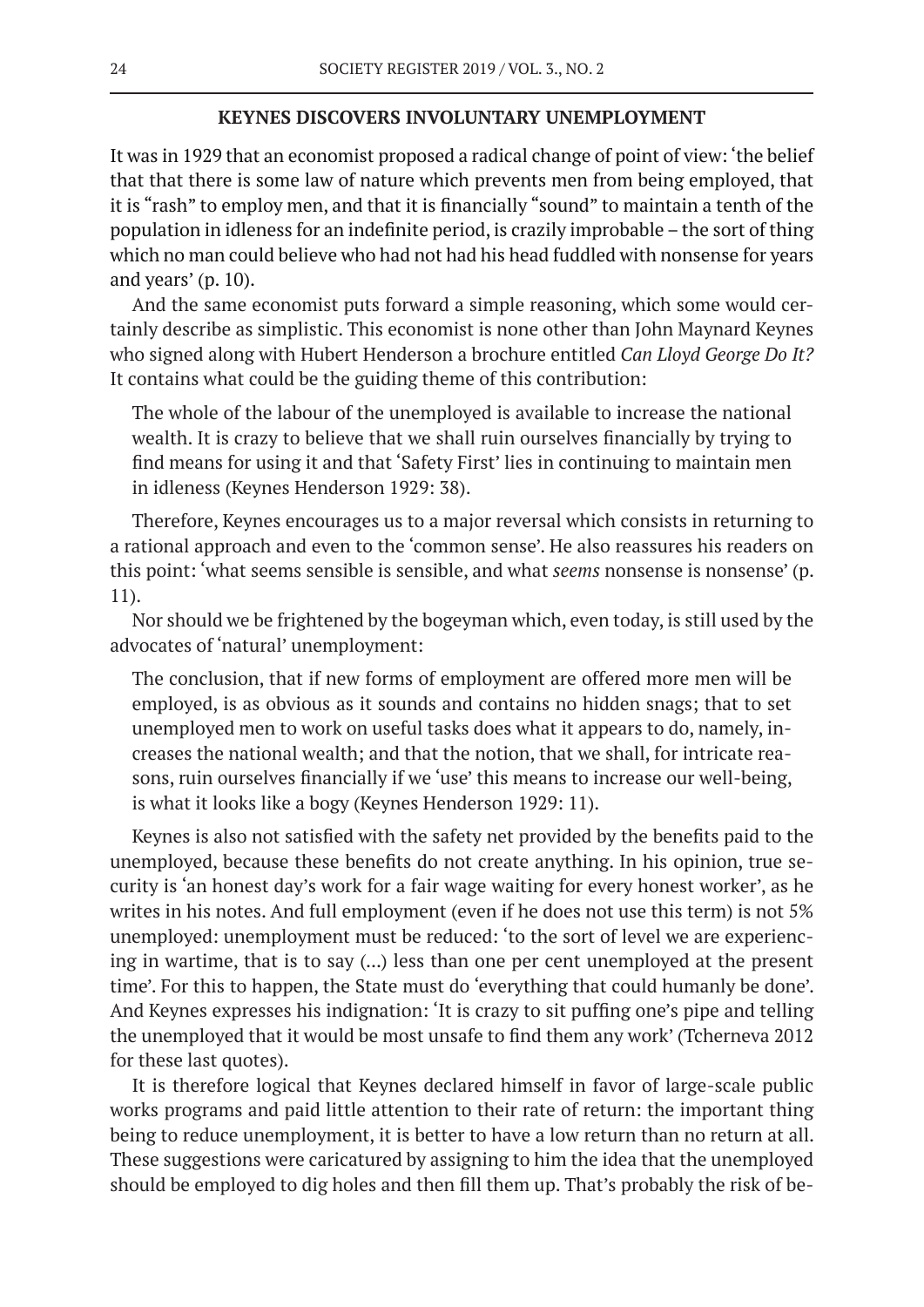## KEYNES DISCOVERS INVOLUNTARY UNEMPLOYMENT

It was in 1929 that an economist proposed a radical change of point of view: 'the belief that that there is some law of nature which prevents men from being employed, that it is "rash" to employ men, and that it is financially "sound" to maintain a tenth of the population in idleness for an indefinite period, is crazily improbable – the sort of thing which no man could believe who had not had his head fuddled with nonsense for years and years' (p. 10).

And the same economist puts forward a simple reasoning, which some would certainly describe as simplistic. This economist is none other than John Maynard Keynes who signed along with Hubert Henderson a brochure entitled *Can Lloyd George Do It?* It contains what could be the guiding theme of this contribution:

> The whole of the labour of the unemployed is available to increase the national wealth. It is crazy to believe that we shall ruin ourselves financially by trying to find means for using it and that 'Safety First' lies in continuing to maintain men in idleness (Keynes Henderson 1929: 38).

Therefore, Keynes encourages us to a major reversal which consists in returning to a rational approach and even to the 'common sense'. He also reassures his readers on this point: 'what seems sensible is sensible, and what *seems* nonsense is nonsense' (p. 11).

Nor should we be frightened by the bogeyman which, even today, is still used by the advocates of 'natural' unemployment:

> The conclusion, that if new forms of employment are offered more men will be employed, is as obvious as it sounds and contains no hidden snags; that to set unemployed men to work on useful tasks does what it appears to do, namely, increases the national wealth; and that the notion, that we shall, for intricate reasons, ruin ourselves financially if we 'use' this means to increase our well-being, is what it looks like a bogy (Keynes Henderson 1929: 11).

Keynes is also not satisfied with the safety net provided by the benefits paid to the unemployed, because these benefits do not create anything. In his opinion, true security is 'an honest day's work for a fair wage waiting for every honest worker', as he writes in his notes. And full employment (even if he does not use this term) is not 5% unemployed: unemployment must be reduced: 'to the sort of level we are experiencing in wartime, that is to say (...) less than one per cent unemployed at the present time'. For this to happen, the State must do 'everything that could humanly be done'. And Keynes expresses his indignation: 'It is crazy to sit puffing one's pipe and telling the unemployed that it would be most unsafe to find them any work' (Tcherneva 2012 for these last quotes).

It is therefore logical that Keynes declared himself in favor of large-scale public works programs and paid little attention to their rate of return: the important thing being to reduce unemployment, it is better to have a low return than no return at all. These suggestions were caricatured by assigning to him the idea that the unemployed should be employed to dig holes and then fill them up. That's probably the risk of be-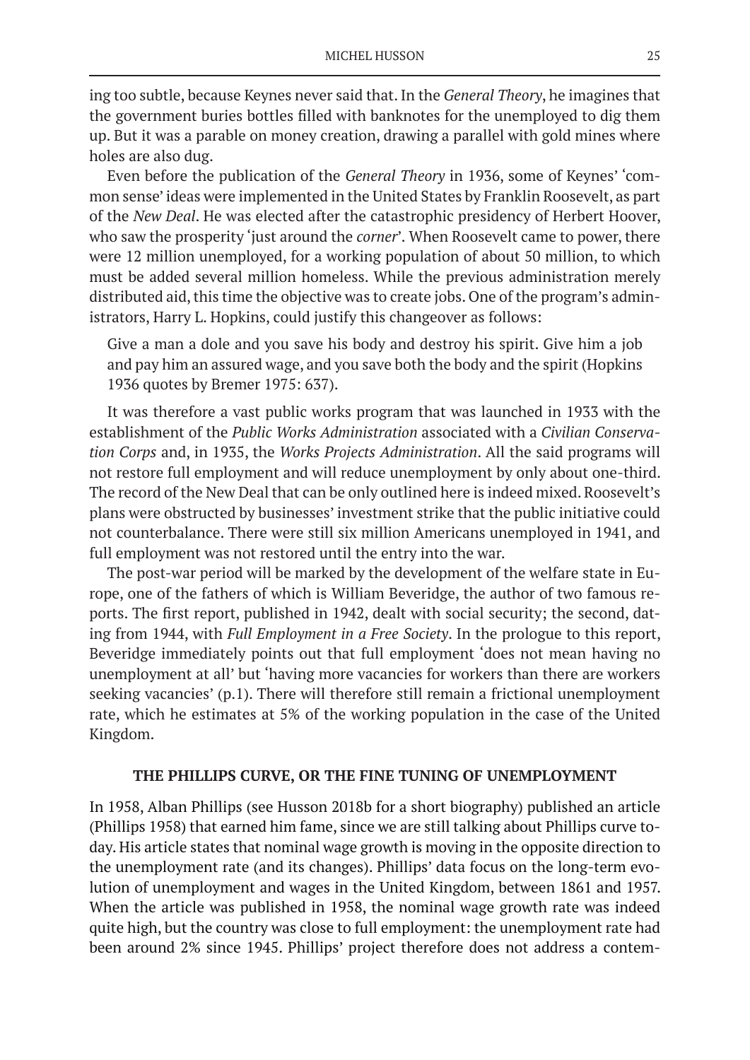ing too subtle, because Keynes never said that. In the *General Theory*, he imagines that the government buries bottles filled with banknotes for the unemployed to dig them up. But it was a parable on money creation, drawing a parallel with gold mines where holes are also dug.

Even before the publication of the *General Theory* in 1936, some of Keynes' 'common sense' ideas were implemented in the United States by Franklin Roosevelt, as part of the *New Deal*. He was elected after the catastrophic presidency of Herbert Hoover, who saw the prosperity 'just around the *corner*'. When Roosevelt came to power, there were 12 million unemployed, for a working population of about 50 million, to which must be added several million homeless. While the previous administration merely distributed aid, this time the objective was to create jobs. One of the program's administrators, Harry L. Hopkins, could justify this changeover as follows:

> Give a man a dole and you save his body and destroy his spirit. Give him a job and pay him an assured wage, and you save both the body and the spirit (Hopkins 1936 quotes by Bremer 1975: 637).

It was therefore a vast public works program that was launched in 1933 with the establishment of the *Public Works Administration* associated with a *Civilian Conservation Corps* and, in 1935, the *Works Projects Administration*. All the said programs will not restore full employment and will reduce unemployment by only about one-third. The record of the New Deal that can be only outlined here is indeed mixed. Roosevelt's plans were obstructed by businesses' investment strike that the public initiative could not counterbalance. There were still six million Americans unemployed in 1941, and full employment was not restored until the entry into the war.

The post-war period will be marked by the development of the welfare state in Europe, one of the fathers of which is William Beveridge, the author of two famous reports. The first report, published in 1942, dealt with social security; the second, dating from 1944, with *Full Employment in a Free Society*. In the prologue to this report, Beveridge immediately points out that full employment 'does not mean having no unemployment at all' but 'having more vacancies for workers than there are workers seeking vacancies' (p.1). There will therefore still remain a frictional unemployment rate, which he estimates at 5% of the working population in the case of the United Kingdom.

## THE PHILLIPS CURVE, OR THE FINE TUNING OF UNEMPLOYMENT

In 1958, Alban Phillips (see Husson 2018b for a short biography) published an article (Phillips 1958) that earned him fame, since we are still talking about Phillips curve today. His article states that nominal wage growth is moving in the opposite direction to the unemployment rate (and its changes). Phillips' data focus on the long-term evolution of unemployment and wages in the United Kingdom, between 1861 and 1957. When the article was published in 1958, the nominal wage growth rate was indeed quite high, but the country was close to full employment: the unemployment rate had been around 2% since 1945. Phillips' project therefore does not address a contem-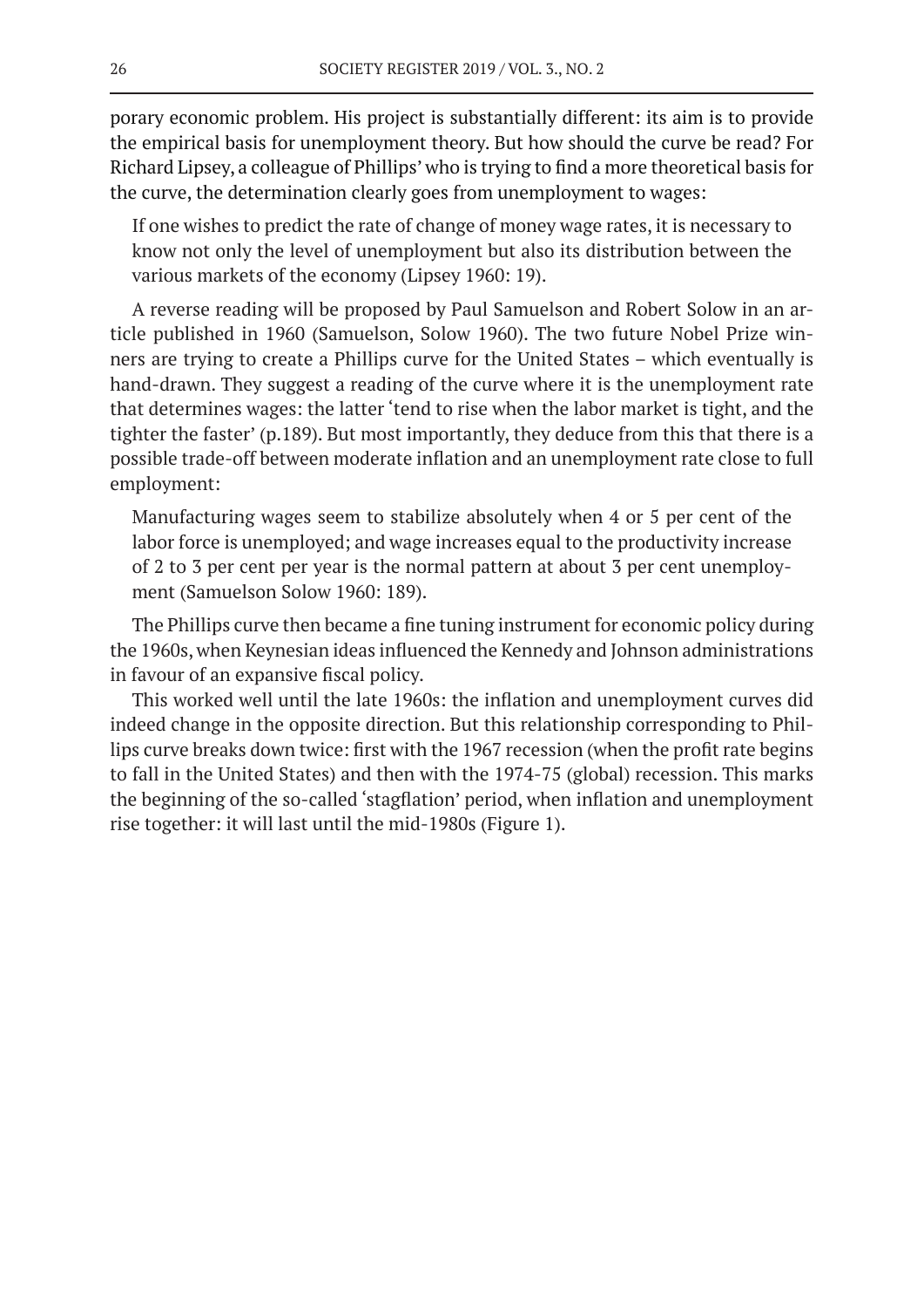porary economic problem. His project is substantially different: its aim is to provide the empirical basis for unemployment theory. But how should the curve be read? For Richard Lipsey, a colleague of Phillips' who is trying to find a more theoretical basis for the curve, the determination clearly goes from unemployment to wages:

> If one wishes to predict the rate of change of money wage rates, it is necessary to know not only the level of unemployment but also its distribution between the various markets of the economy (Lipsey 1960: 19).

A reverse reading will be proposed by Paul Samuelson and Robert Solow in an article published in 1960 (Samuelson, Solow 1960). The two future Nobel Prize winners are trying to create a Phillips curve for the United States – which eventually is hand-drawn. They suggest a reading of the curve where it is the unemployment rate that determines wages: the latter 'tend to rise when the labor market is tight, and the tighter the faster' (p.189). But most importantly, they deduce from this that there is a possible trade-off between moderate inflation and an unemployment rate close to full employment:

> Manufacturing wages seem to stabilize absolutely when 4 or 5 per cent of the labor force is unemployed; and wage increases equal to the productivity increase of 2 to 3 per cent per year is the normal pattern at about 3 per cent unemployment (Samuelson Solow 1960: 189).

The Phillips curve then became a fine tuning instrument for economic policy during the 1960s, when Keynesian ideas influenced the Kennedy and Johnson administrations in favour of an expansive fiscal policy.

This worked well until the late 1960s: the inflation and unemployment curves did indeed change in the opposite direction. But this relationship corresponding to Phillips curve breaks down twice: first with the 1967 recession (when the profit rate begins to fall in the United States) and then with the 1974-75 (global) recession. This marks the beginning of the so-called 'stagflation' period, when inflation and unemployment rise together: it will last until the mid-1980s (Figure 1).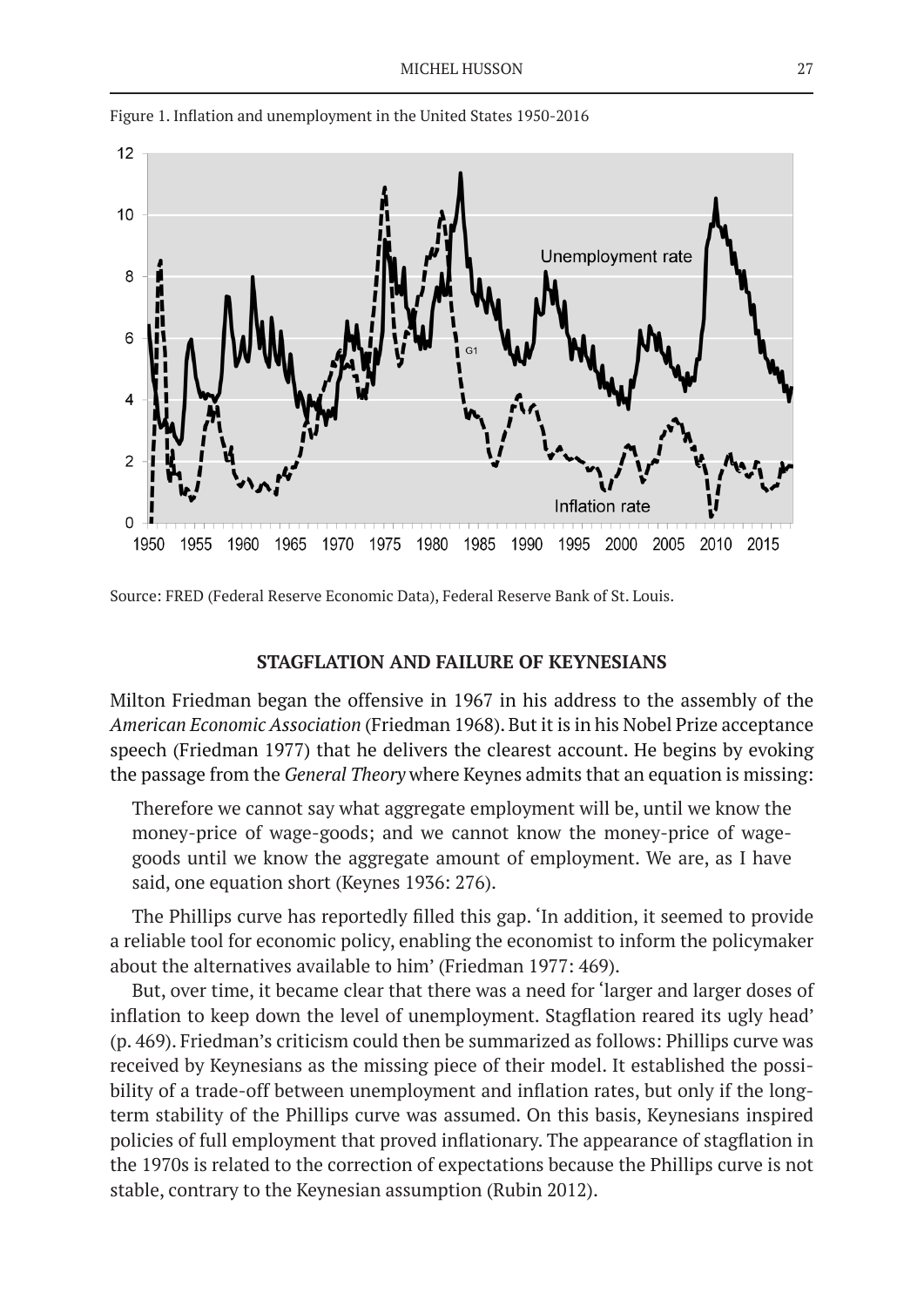Figure 1. Inflation and unemployment in the United States 1950-2016

Source: FRED (Federal Reserve Economic Data), Federal Reserve Bank of St. Louis.

### STAGFLATION AND FAILURE OF KEYNESIANS

Milton Friedman began the offensive in 1967 in his address to the assembly of the *American Economic Association* (Friedman 1968). But it is in his Nobel Prize acceptance speech (Friedman 1977) that he delivers the clearest account. He begins by evoking the passage from the *General Theory* where Keynes admits that an equation is missing:

> Therefore we cannot say what aggregate employment will be, until we know the money-price of wage-goods; and we cannot know the money-price of wage-goods until we know the aggregate amount of employment. We are, as I have said, one equation short (Keynes 1936: 276).

The Phillips curve has reportedly filled this gap. 'In addition, it seemed to provide a reliable tool for economic policy, enabling the economist to inform the policymaker about the alternatives available to him' (Friedman 1977: 469).

But, over time, it became clear that there was a need for 'larger and larger doses of inflation to keep down the level of unemployment. Stagflation reared its ugly head' (p. 469). Friedman's criticism could then be summarized as follows: Phillips curve was received by Keynesians as the missing piece of their model. It established the possibility of a trade-off between unemployment and inflation rates, but only if the long-term stability of the Phillips curve was assumed. On this basis, Keynesians inspired policies of full employment that proved inflationary. The appearance of stagflation in the 1970s is related to the correction of expectations because the Phillips curve is not stable, contrary to the Keynesian assumption (Rubin 2012).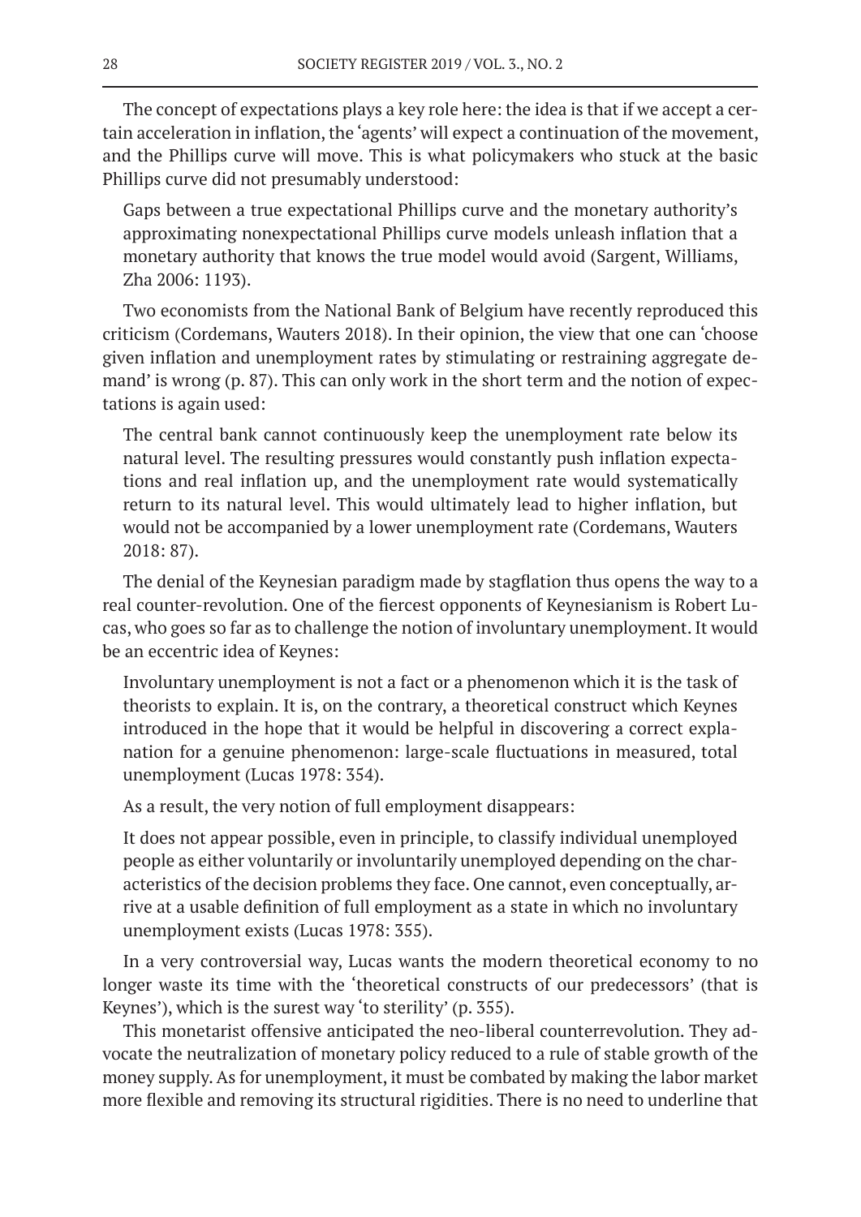The concept of expectations plays a key role here: the idea is that if we accept a certain acceleration in inflation, the 'agents' will expect a continuation of the movement, and the Phillips curve will move. This is what policymakers who stuck at the basic Phillips curve did not presumably understood:

> Gaps between a true expectational Phillips curve and the monetary authority's approximating nonexpectational Phillips curve models unleash inflation that a monetary authority that knows the true model would avoid (Sargent, Williams, Zha 2006: 1193).

Two economists from the National Bank of Belgium have recently reproduced this criticism (Cordemans, Wauters 2018). In their opinion, the view that one can 'choose given inflation and unemployment rates by stimulating or restraining aggregate demand' is wrong (p. 87). This can only work in the short term and the notion of expectations is again used:

> The central bank cannot continuously keep the unemployment rate below its natural level. The resulting pressures would constantly push inflation expectations and real inflation up, and the unemployment rate would systematically return to its natural level. This would ultimately lead to higher inflation, but would not be accompanied by a lower unemployment rate (Cordemans, Wauters 2018: 87).

The denial of the Keynesian paradigm made by stagflation thus opens the way to a real counter-revolution. One of the fiercest opponents of Keynesianism is Robert Lucas, who goes so far as to challenge the notion of involuntary unemployment. It would be an eccentric idea of Keynes:

> Involuntary unemployment is not a fact or a phenomenon which it is the task of theorists to explain. It is, on the contrary, a theoretical construct which Keynes introduced in the hope that it would be helpful in discovering a correct explanation for a genuine phenomenon: large-scale fluctuations in measured, total unemployment (Lucas 1978: 354).

As a result, the very notion of full employment disappears:

> It does not appear possible, even in principle, to classify individual unemployed people as either voluntarily or involuntarily unemployed depending on the characteristics of the decision problems they face. One cannot, even conceptually, arrive at a usable definition of full employment as a state in which no involuntary unemployment exists (Lucas 1978: 355).

In a very controversial way, Lucas wants the modern theoretical economy to no longer waste its time with the 'theoretical constructs of our predecessors' (that is Keynes'), which is the surest way 'to sterility' (p. 355).

This monetarist offensive anticipated the neo-liberal counterrevolution. They advocate the neutralization of monetary policy reduced to a rule of stable growth of the money supply. As for unemployment, it must be combated by making the labor market more flexible and removing its structural rigidities. There is no need to underline that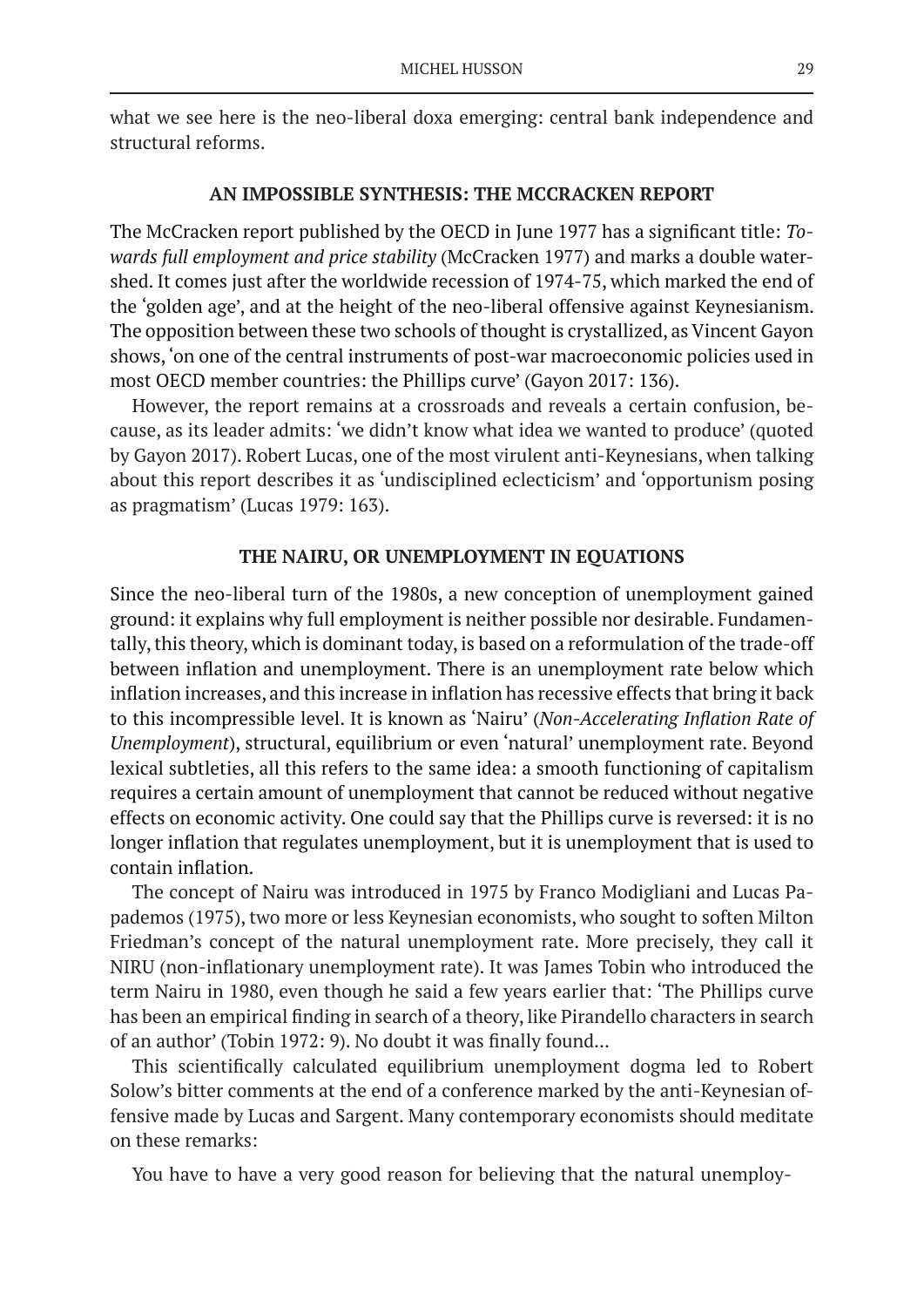what we see here is the neo-liberal doxa emerging: central bank independence and structural reforms.

## AN IMPOSSIBLE SYNTHESIS: THE MCCRACKEN REPORT

The McCracken report published by the OECD in June 1977 has a significant title: *Towards full employment and price stability* (McCracken 1977) and marks a double watershed. It comes just after the worldwide recession of 1974-75, which marked the end of the 'golden age', and at the height of the neo-liberal offensive against Keynesianism. The opposition between these two schools of thought is crystallized, as Vincent Gayon shows, 'on one of the central instruments of post-war macroeconomic policies used in most OECD member countries: the Phillips curve' (Gayon 2017: 136).

However, the report remains at a crossroads and reveals a certain confusion, because, as its leader admits: 'we didn't know what idea we wanted to produce' (quoted by Gayon 2017). Robert Lucas, one of the most virulent anti-Keynesians, when talking about this report describes it as 'undisciplined eclecticism' and 'opportunism posing as pragmatism' (Lucas 1979: 163).

## THE NAIRU, OR UNEMPLOYMENT IN EQUATIONS

Since the neo-liberal turn of the 1980s, a new conception of unemployment gained ground: it explains why full employment is neither possible nor desirable. Fundamentally, this theory, which is dominant today, is based on a reformulation of the trade-off between inflation and unemployment. There is an unemployment rate below which inflation increases, and this increase in inflation has recessive effects that bring it back to this incompressible level. It is known as 'Nairu' (*Non-Accelerating Inflation Rate of Unemployment*), structural, equilibrium or even 'natural' unemployment rate. Beyond lexical subtleties, all this refers to the same idea: a smooth functioning of capitalism requires a certain amount of unemployment that cannot be reduced without negative effects on economic activity. One could say that the Phillips curve is reversed: it is no longer inflation that regulates unemployment, but it is unemployment that is used to contain inflation.

The concept of Nairu was introduced in 1975 by Franco Modigliani and Lucas Papademos (1975), two more or less Keynesian economists, who sought to soften Milton Friedman's concept of the natural unemployment rate. More precisely, they call it NIRU (non-inflationary unemployment rate). It was James Tobin who introduced the term Nairu in 1980, even though he said a few years earlier that: 'The Phillips curve has been an empirical finding in search of a theory, like Pirandello characters in search of an author' (Tobin 1972: 9). No doubt it was finally found...

This scientifically calculated equilibrium unemployment dogma led to Robert Solow's bitter comments at the end of a conference marked by the anti-Keynesian offensive made by Lucas and Sargent. Many contemporary economists should meditate on these remarks:

You have to have a very good reason for believing that the natural unemploy-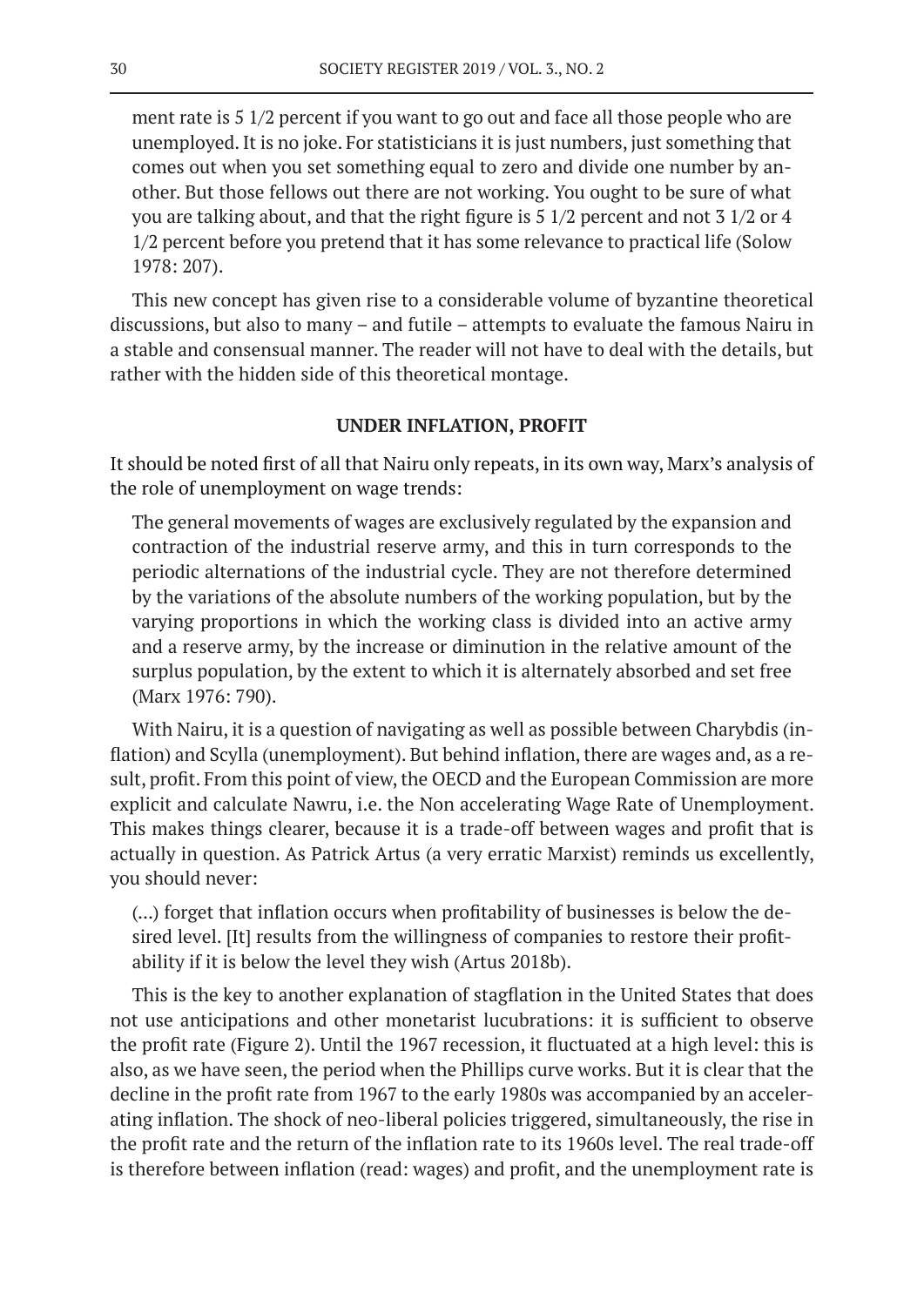ment rate is 5 1/2 percent if you want to go out and face all those people who are unemployed. It is no joke. For statisticians it is just numbers, just something that comes out when you set something equal to zero and divide one number by another. But those fellows out there are not working. You ought to be sure of what you are talking about, and that the right figure is 5 1/2 percent and not 3 1/2 or 4 1/2 percent before you pretend that it has some relevance to practical life (Solow 1978: 207).

This new concept has given rise to a considerable volume of byzantine theoretical discussions, but also to many – and futile – attempts to evaluate the famous Nairu in a stable and consensual manner. The reader will not have to deal with the details, but rather with the hidden side of this theoretical montage.

## UNDER INFLATION, PROFIT

It should be noted first of all that Nairu only repeats, in its own way, Marx's analysis of the role of unemployment on wage trends:

> The general movements of wages are exclusively regulated by the expansion and contraction of the industrial reserve army, and this in turn corresponds to the periodic alternations of the industrial cycle. They are not therefore determined by the variations of the absolute numbers of the working population, but by the varying proportions in which the working class is divided into an active army and a reserve army, by the increase or diminution in the relative amount of the surplus population, by the extent to which it is alternately absorbed and set free (Marx 1976: 790).

With Nairu, it is a question of navigating as well as possible between Charybdis (inflation) and Scylla (unemployment). But behind inflation, there are wages and, as a result, profit. From this point of view, the OECD and the European Commission are more explicit and calculate Nawru, i.e. the Non accelerating Wage Rate of Unemployment. This makes things clearer, because it is a trade-off between wages and profit that is actually in question. As Patrick Artus (a very erratic Marxist) reminds us excellently, you should never:

> (...) forget that inflation occurs when profitability of businesses is below the desired level. [It] results from the willingness of companies to restore their profitability if it is below the level they wish (Artus 2018b).

This is the key to another explanation of stagflation in the United States that does not use anticipations and other monetarist lucubrations: it is sufficient to observe the profit rate (Figure 2). Until the 1967 recession, it fluctuated at a high level: this is also, as we have seen, the period when the Phillips curve works. But it is clear that the decline in the profit rate from 1967 to the early 1980s was accompanied by an accelerating inflation. The shock of neo-liberal policies triggered, simultaneously, the rise in the profit rate and the return of the inflation rate to its 1960s level. The real trade-off is therefore between inflation (read: wages) and profit, and the unemployment rate is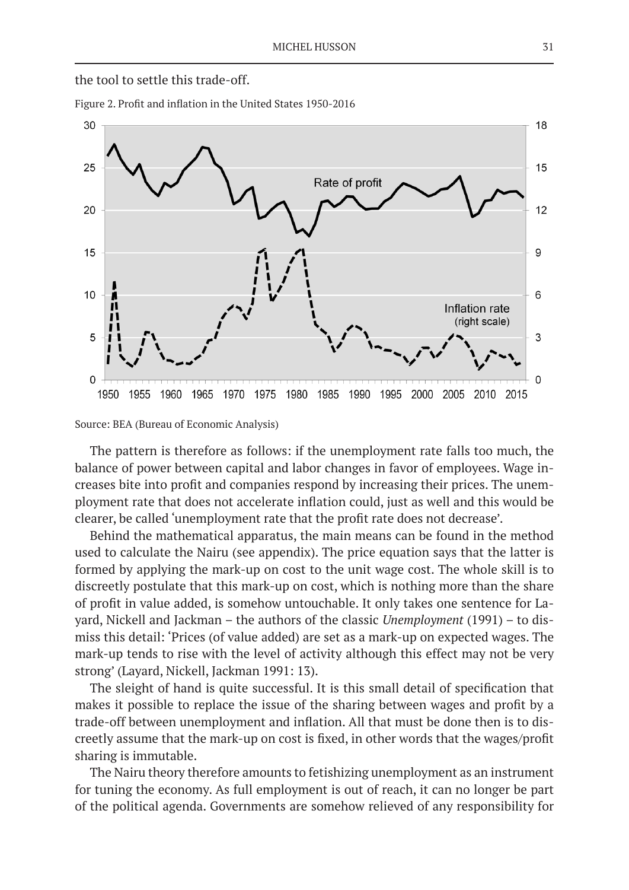the tool to settle this trade-off.

Figure 2. Profit and inflation in the United States 1950-2016

Source: BEA (Bureau of Economic Analysis)

The pattern is therefore as follows: if the unemployment rate falls too much, the balance of power between capital and labor changes in favor of employees. Wage increases bite into profit and companies respond by increasing their prices. The unemployment rate that does not accelerate inflation could, just as well and this would be clearer, be called 'unemployment rate that the profit rate does not decrease'.

Behind the mathematical apparatus, the main means can be found in the method used to calculate the Nairu (see appendix). The price equation says that the latter is formed by applying the mark-up on cost to the unit wage cost. The whole skill is to discreetly postulate that this mark-up on cost, which is nothing more than the share of profit in value added, is somehow untouchable. It only takes one sentence for Layard, Nickell and Jackman – the authors of the classic *Unemployment* (1991) – to dismiss this detail: 'Prices (of value added) are set as a mark-up on expected wages. The mark-up tends to rise with the level of activity although this effect may not be very strong' (Layard, Nickell, Jackman 1991: 13).

The sleight of hand is quite successful. It is this small detail of specification that makes it possible to replace the issue of the sharing between wages and profit by a trade-off between unemployment and inflation. All that must be done then is to discreetly assume that the mark-up on cost is fixed, in other words that the wages/profit sharing is immutable.

The Nairu theory therefore amounts to fetishizing unemployment as an instrument for tuning the economy. As full employment is out of reach, it can no longer be part of the political agenda. Governments are somehow relieved of any responsibility for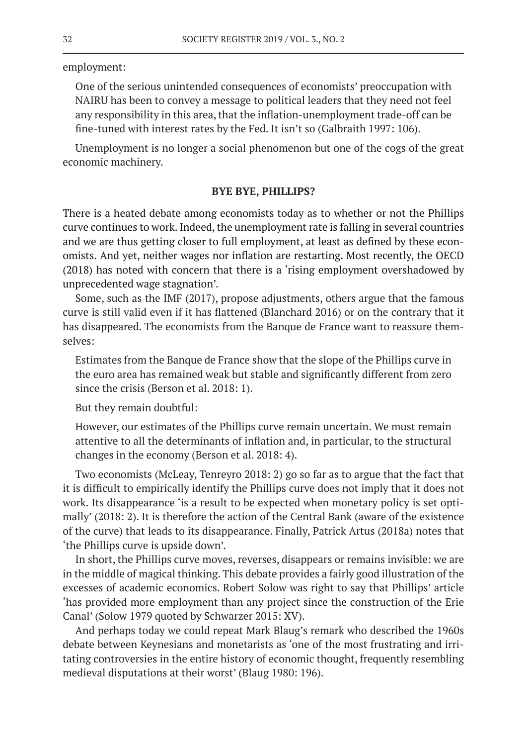employment:

> One of the serious unintended consequences of economists' preoccupation with NAIRU has been to convey a message to political leaders that they need not feel any responsibility in this area, that the inflation-unemployment trade-off can be fine-tuned with interest rates by the Fed. It isn't so (Galbraith 1997: 106).

Unemployment is no longer a social phenomenon but one of the cogs of the great economic machinery.

## BYE BYE, PHILLIPS?

There is a heated debate among economists today as to whether or not the Phillips curve continues to work. Indeed, the unemployment rate is falling in several countries and we are thus getting closer to full employment, at least as defined by these economists. And yet, neither wages nor inflation are restarting. Most recently, the OECD (2018) has noted with concern that there is a 'rising employment overshadowed by unprecedented wage stagnation'.

Some, such as the IMF (2017), propose adjustments, others argue that the famous curve is still valid even if it has flattened (Blanchard 2016) or on the contrary that it has disappeared. The economists from the Banque de France want to reassure themselves:

> Estimates from the Banque de France show that the slope of the Phillips curve in the euro area has remained weak but stable and significantly different from zero since the crisis (Berson et al. 2018: 1).

But they remain doubtful:

> However, our estimates of the Phillips curve remain uncertain. We must remain attentive to all the determinants of inflation and, in particular, to the structural changes in the economy (Berson et al. 2018: 4).

Two economists (McLeay, Tenreyro 2018: 2) go so far as to argue that the fact that it is difficult to empirically identify the Phillips curve does not imply that it does not work. Its disappearance 'is a result to be expected when monetary policy is set optimally' (2018: 2). It is therefore the action of the Central Bank (aware of the existence of the curve) that leads to its disappearance. Finally, Patrick Artus (2018a) notes that 'the Phillips curve is upside down'.

In short, the Phillips curve moves, reverses, disappears or remains invisible: we are in the middle of magical thinking. This debate provides a fairly good illustration of the excesses of academic economics. Robert Solow was right to say that Phillips' article 'has provided more employment than any project since the construction of the Erie Canal' (Solow 1979 quoted by Schwarzer 2015: XV).

And perhaps today we could repeat Mark Blaug's remark who described the 1960s debate between Keynesians and monetarists as 'one of the most frustrating and irritating controversies in the entire history of economic thought, frequently resembling medieval disputations at their worst' (Blaug 1980: 196).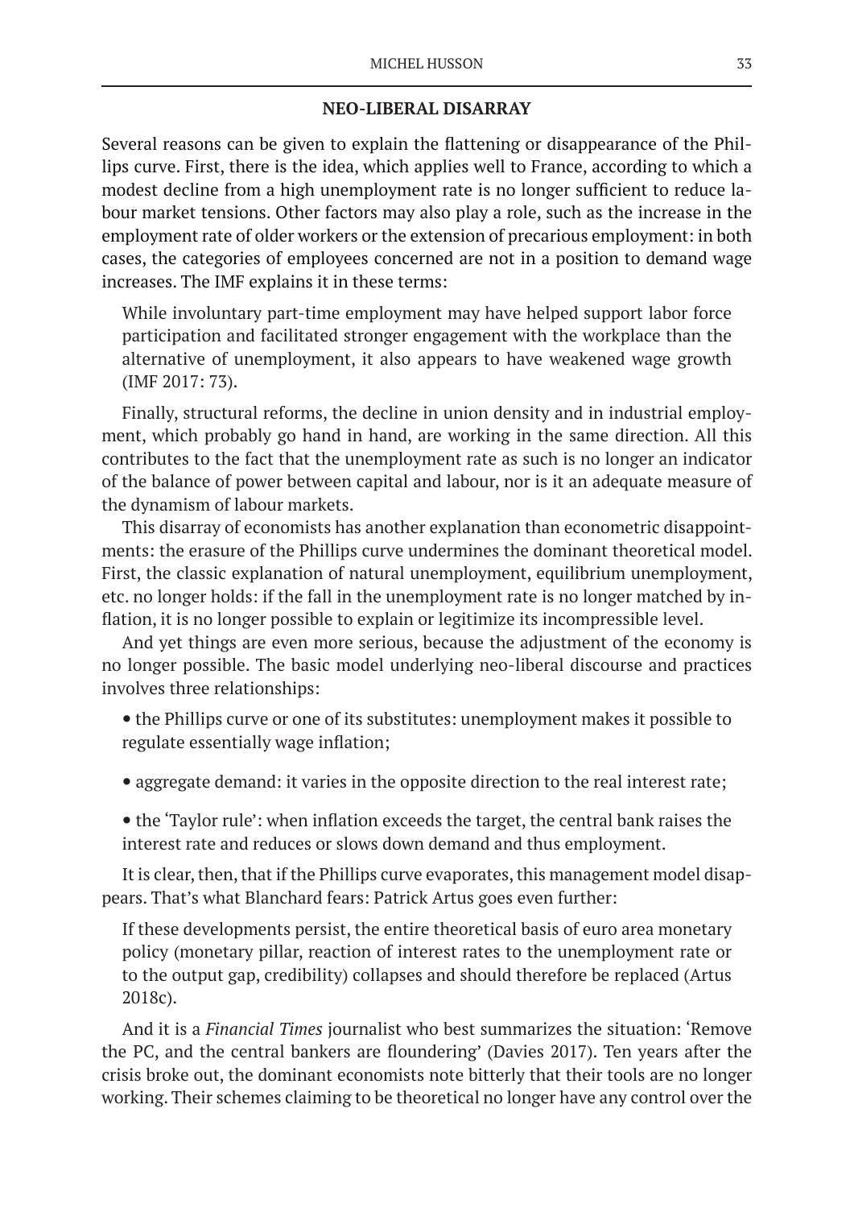## NEO-LIBERAL DISARRAY

Several reasons can be given to explain the flattening or disappearance of the Phillips curve. First, there is the idea, which applies well to France, according to which a modest decline from a high unemployment rate is no longer sufficient to reduce labour market tensions. Other factors may also play a role, such as the increase in the employment rate of older workers or the extension of precarious employment: in both cases, the categories of employees concerned are not in a position to demand wage increases. The IMF explains it in these terms:

> While involuntary part-time employment may have helped support labor force participation and facilitated stronger engagement with the workplace than the alternative of unemployment, it also appears to have weakened wage growth (IMF 2017: 73).

Finally, structural reforms, the decline in union density and in industrial employment, which probably go hand in hand, are working in the same direction. All this contributes to the fact that the unemployment rate as such is no longer an indicator of the balance of power between capital and labour, nor is it an adequate measure of the dynamism of labour markets.

This disarray of economists has another explanation than econometric disappointments: the erasure of the Phillips curve undermines the dominant theoretical model. First, the classic explanation of natural unemployment, equilibrium unemployment, etc. no longer holds: if the fall in the unemployment rate is no longer matched by inflation, it is no longer possible to explain or legitimize its incompressible level.

And yet things are even more serious, because the adjustment of the economy is no longer possible. The basic model underlying neo-liberal discourse and practices involves three relationships:

- the Phillips curve or one of its substitutes: unemployment makes it possible to regulate essentially wage inflation;
- aggregate demand: it varies in the opposite direction to the real interest rate;
- the 'Taylor rule': when inflation exceeds the target, the central bank raises the interest rate and reduces or slows down demand and thus employment.

It is clear, then, that if the Phillips curve evaporates, this management model disappears. That's what Blanchard fears: Patrick Artus goes even further:

> If these developments persist, the entire theoretical basis of euro area monetary policy (monetary pillar, reaction of interest rates to the unemployment rate or to the output gap, credibility) collapses and should therefore be replaced (Artus 2018c).

And it is a *Financial Times* journalist who best summarizes the situation: 'Remove the PC, and the central bankers are floundering' (Davies 2017). Ten years after the crisis broke out, the dominant economists note bitterly that their tools are no longer working. Their schemes claiming to be theoretical no longer have any control over the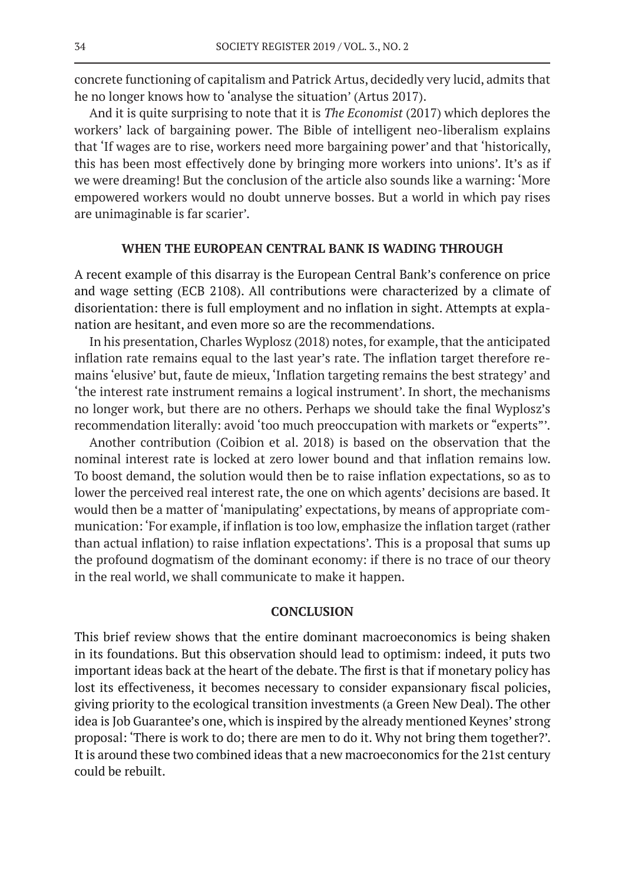concrete functioning of capitalism and Patrick Artus, decidedly very lucid, admits that he no longer knows how to 'analyse the situation' (Artus 2017).

And it is quite surprising to note that it is *The Economist* (2017) which deplores the workers' lack of bargaining power. The Bible of intelligent neo-liberalism explains that 'If wages are to rise, workers need more bargaining power' and that 'historically, this has been most effectively done by bringing more workers into unions'. It's as if we were dreaming! But the conclusion of the article also sounds like a warning: 'More empowered workers would no doubt unnerve bosses. But a world in which pay rises are unimaginable is far scarier'.

## WHEN THE EUROPEAN CENTRAL BANK IS WADING THROUGH

A recent example of this disarray is the European Central Bank's conference on price and wage setting (ECB 2108). All contributions were characterized by a climate of disorientation: there is full employment and no inflation in sight. Attempts at explanation are hesitant, and even more so are the recommendations.

In his presentation, Charles Wyplosz (2018) notes, for example, that the anticipated inflation rate remains equal to the last year's rate. The inflation target therefore remains 'elusive' but, faute de mieux, 'Inflation targeting remains the best strategy' and 'the interest rate instrument remains a logical instrument'. In short, the mechanisms no longer work, but there are no others. Perhaps we should take the final Wyplosz's recommendation literally: avoid 'too much preoccupation with markets or "experts"'.

Another contribution (Coibion et al. 2018) is based on the observation that the nominal interest rate is locked at zero lower bound and that inflation remains low. To boost demand, the solution would then be to raise inflation expectations, so as to lower the perceived real interest rate, the one on which agents' decisions are based. It would then be a matter of 'manipulating' expectations, by means of appropriate communication: 'For example, if inflation is too low, emphasize the inflation target (rather than actual inflation) to raise inflation expectations'. This is a proposal that sums up the profound dogmatism of the dominant economy: if there is no trace of our theory in the real world, we shall communicate to make it happen.

## CONCLUSION

This brief review shows that the entire dominant macroeconomics is being shaken in its foundations. But this observation should lead to optimism: indeed, it puts two important ideas back at the heart of the debate. The first is that if monetary policy has lost its effectiveness, it becomes necessary to consider expansionary fiscal policies, giving priority to the ecological transition investments (a Green New Deal). The other idea is Job Guarantee's one, which is inspired by the already mentioned Keynes' strong proposal: 'There is work to do; there are men to do it. Why not bring them together?'. It is around these two combined ideas that a new macroeconomics for the 21st century could be rebuilt.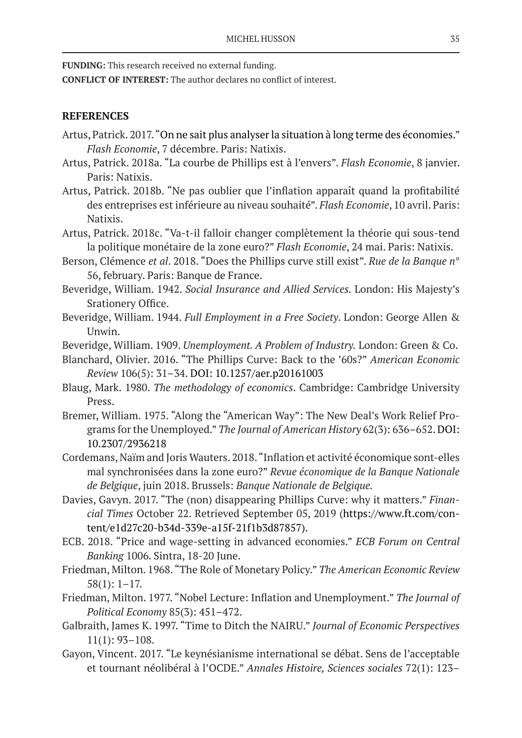**FUNDING:** This research received no external funding.

**CONFLICT OF INTEREST:** The author declares no conflict of interest.

## REFERENCES

Artus, Patrick. 2017. "On ne sait plus analyser la situation à long terme des économies." *Flash Economie*, 7 décembre. Paris: Natixis.

Artus, Patrick. 2018a. "La courbe de Phillips est à l'envers". *Flash Economie*, 8 janvier. Paris: Natixis.

Artus, Patrick. 2018b. "Ne pas oublier que l'inflation apparaît quand la profitabilité des entreprises est inférieure au niveau souhaité". *Flash Economie*, 10 avril. Paris: Natixis.

Artus, Patrick. 2018c. "Va-t-il falloir changer complètement la théorie qui sous-tend la politique monétaire de la zone euro?" *Flash Economie*, 24 mai. Paris: Natixis.

Berson, Clémence *et al*. 2018. "Does the Phillips curve still exist". *Rue de la Banque n°* 56, february. Paris: Banque de France.

Beveridge, William. 1942. *Social Insurance and Allied Services.* London: His Majesty's Srationery Office.

Beveridge, William. 1944. *Full Employment in a Free Society*. London: George Allen & Unwin.

Beveridge, William. 1909. *Unemployment. A Problem of Industry.* London: Green & Co.

Blanchard, Olivier. 2016. "The Phillips Curve: Back to the '60s?" *American Economic Review* 106(5): 31–34. DOI: 10.1257/aer.p20161003

Blaug, Mark. 1980. *The methodology of economics*. Cambridge: Cambridge University Press.

Bremer, William. 1975. "Along the "American Way": The New Deal's Work Relief Programs for the Unemployed." *The Journal of American History* 62(3): 636–652. DOI: 10.2307/2936218

Cordemans, Naïm and Joris Wauters. 2018. "Inflation et activité économique sont-elles mal synchronisées dans la zone euro?" *Revue économique de la Banque Nationale de Belgique*, juin 2018. Brussels: *Banque Nationale de Belgique.*

Davies, Gavyn. 2017. "The (non) disappearing Phillips Curve: why it matters." *Financial Times* October 22. Retrieved September 05, 2019 (https://www.ft.com/content/e1d27c20-b34d-339e-a15f-21f1b3d87857).

ECB. 2018. "Price and wage-setting in advanced economies." *ECB Forum on Central Banking* 1006. Sintra, 18-20 June.

Friedman, Milton. 1968. "The Role of Monetary Policy." *The American Economic Review* 58(1): 1–17.

Friedman, Milton. 1977. "Nobel Lecture: Inflation and Unemployment." *The Journal of Political Economy* 85(3): 451–472.

Galbraith, James K. 1997. "Time to Ditch the NAIRU." *Journal of Economic Perspectives* 11(1): 93–108.

Gayon, Vincent. 2017. "Le keynésianisme international se débat. Sens de l'acceptable et tournant néolibéral à l'OCDE." *Annales Histoire, Sciences sociales* 72(1): 123–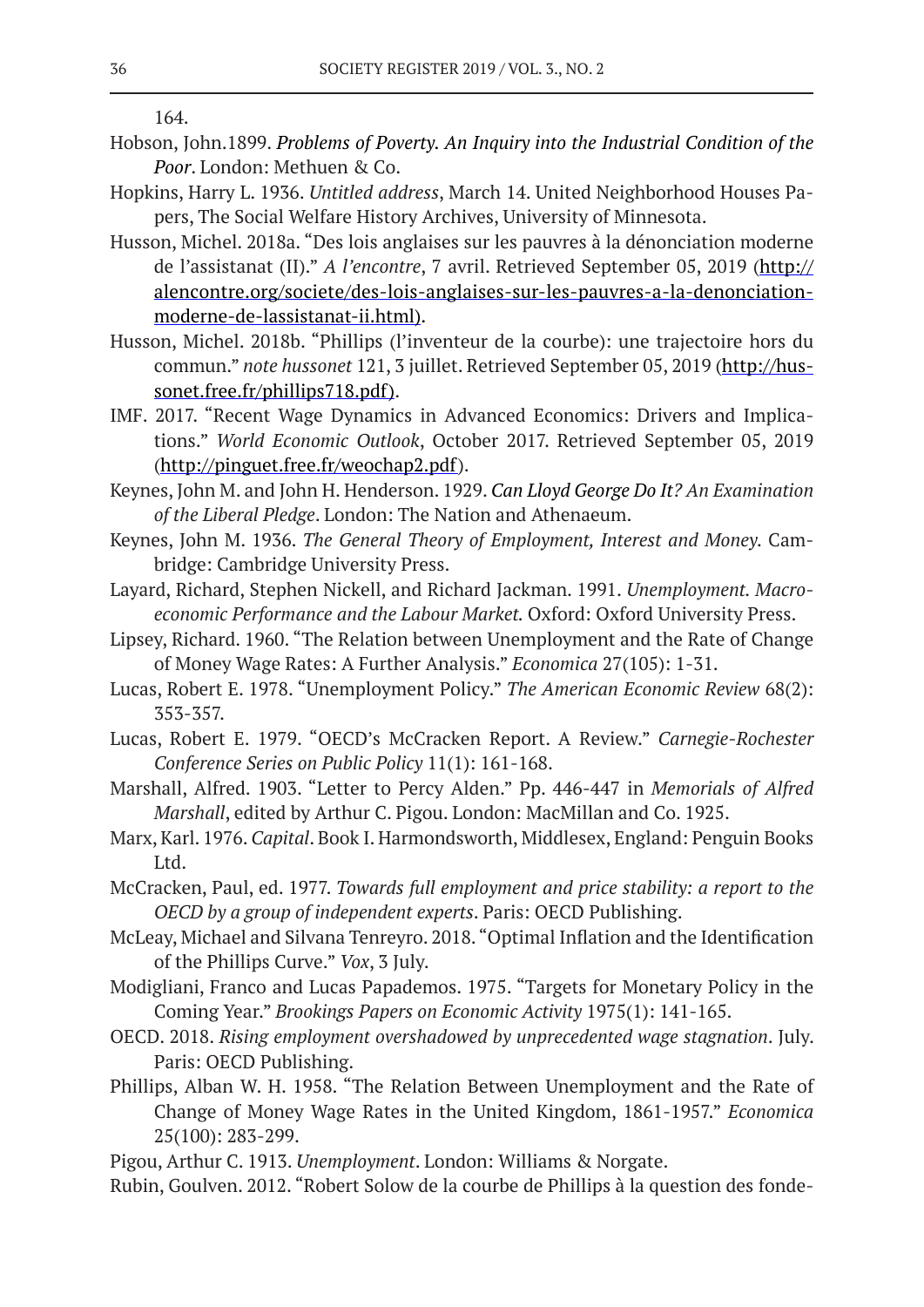164.

Hobson, John.1899. ***Problems of Poverty. An Inquiry into the Industrial Condition of the Poor***. London: Methuen & Co.

Hopkins, Harry L. 1936. *Untitled address*, March 14. United Neighborhood Houses Papers, The Social Welfare History Archives, University of Minnesota.

Husson, Michel. 2018a. "Des lois anglaises sur les pauvres à la dénonciation moderne de l'assistanat (II)." *A l'encontre*, 7 avril. Retrieved September 05, 2019 (http://alencontre.org/societe/des-lois-anglaises-sur-les-pauvres-a-la-denonciation-moderne-de-lassistanat-ii.html).

Husson, Michel. 2018b. "Phillips (l'inventeur de la courbe): une trajectoire hors du commun." *note hussonet* 121, 3 juillet. Retrieved September 05, 2019 (http://hussonet.free.fr/phillips718.pdf).

IMF. 2017. "Recent Wage Dynamics in Advanced Economics: Drivers and Implications." *World Economic Outlook*, October 2017. Retrieved September 05, 2019 (http://pinguet.free.fr/weochap2.pdf).

Keynes, John M. and John H. Henderson. 1929. ***Can Lloyd George Do It****? An Examination of the Liberal Pledge*. London: The Nation and Athenaeum.

Keynes, John M. 1936. *The General Theory of Employment, Interest and Money*. Cambridge: Cambridge University Press.

Layard, Richard, Stephen Nickell, and Richard Jackman. 1991. *Unemployment. Macroeconomic Performance and the Labour Market.* Oxford: Oxford University Press.

Lipsey, Richard. 1960. "The Relation between Unemployment and the Rate of Change of Money Wage Rates: A Further Analysis." *Economica* 27(105): 1-31.

Lucas, Robert E. 1978. "Unemployment Policy." *The American Economic Review* 68(2): 353-357.

Lucas, Robert E. 1979. "OECD's McCracken Report. A Review." *Carnegie-Rochester Conference Series on Public Policy* 11(1): 161-168.

Marshall, Alfred. 1903. "Letter to Percy Alden." Pp. 446-447 in *Memorials of Alfred Marshall*, edited by Arthur C. Pigou. London: MacMillan and Co. 1925.

Marx, Karl. 1976. *Capital*. Book I. Harmondsworth, Middlesex, England: Penguin Books Ltd.

McCracken, Paul, ed. 1977. *Towards full employment and price stability: a report to the OECD by a group of independent experts*. Paris: OECD Publishing.

McLeay, Michael and Silvana Tenreyro. 2018. "Optimal Inflation and the Identification of the Phillips Curve." *Vox*, 3 July.

Modigliani, Franco and Lucas Papademos. 1975. "Targets for Monetary Policy in the Coming Year." *Brookings Papers on Economic Activity* 1975(1): 141-165.

OECD. 2018. *Rising employment overshadowed by unprecedented wage stagnation*. July. Paris: OECD Publishing.

Phillips, Alban W. H. 1958. "The Relation Between Unemployment and the Rate of Change of Money Wage Rates in the United Kingdom, 1861-1957." *Economica* 25(100): 283-299.

Pigou, Arthur C. 1913. *Unemployment*. London: Williams & Norgate.

Rubin, Goulven. 2012. "Robert Solow de la courbe de Phillips à la question des fonde-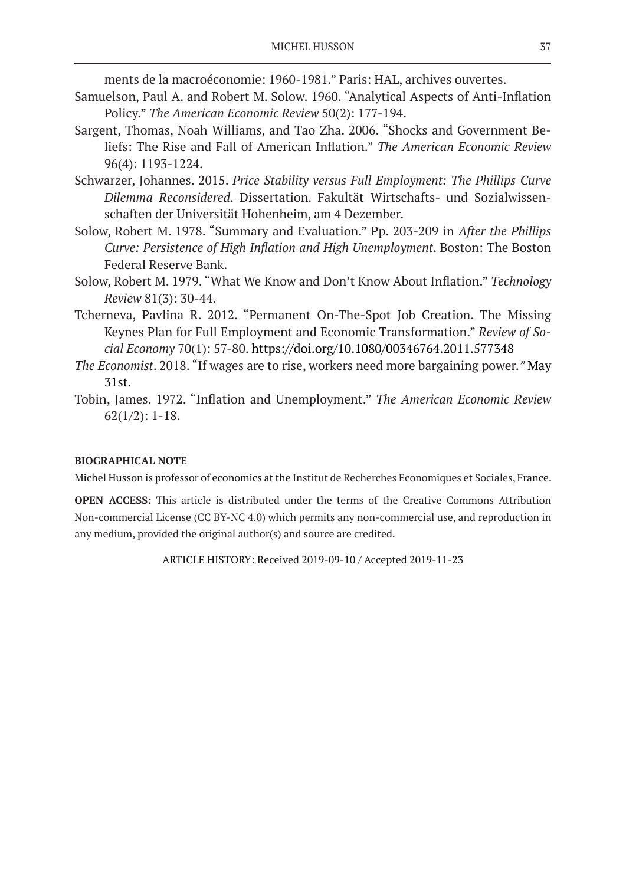ments de la macroéconomie: 1960-1981." Paris: HAL, archives ouvertes.

Samuelson, Paul A. and Robert M. Solow. 1960. "Analytical Aspects of Anti-Inflation Policy." *The American Economic Review* 50(2): 177-194.

Sargent, Thomas, Noah Williams, and Tao Zha. 2006. "Shocks and Government Beliefs: The Rise and Fall of American Inflation." *The American Economic Review* 96(4): 1193-1224.

Schwarzer, Johannes. 2015. *Price Stability versus Full Employment: The Phillips Curve Dilemma Reconsidered*. Dissertation. Fakultät Wirtschafts- und Sozialwissenschaften der Universität Hohenheim, am 4 Dezember.

Solow, Robert M. 1978. "Summary and Evaluation." Pp. 203-209 in *After the Phillips Curve: Persistence of High Inflation and High Unemployment*. Boston: The Boston Federal Reserve Bank.

Solow, Robert M. 1979. "What We Know and Don't Know About Inflation." *Technology Review* 81(3): 30-44.

Tcherneva, Pavlina R. 2012. "Permanent On-The-Spot Job Creation. The Missing Keynes Plan for Full Employment and Economic Transformation." *Review of Social Economy* 70(1): 57-80. https://doi.org/10.1080/00346764.2011.577348

*The Economist*. 2018. "If wages are to rise, workers need more bargaining power*."* May 31st.

Tobin, James. 1972. "Inflation and Unemployment." *The American Economic Review* 62(1/2): 1-18.

**BIOGRAPHICAL NOTE**

Michel Husson is professor of economics at the Institut de Recherches Economiques et Sociales, France.

**OPEN ACCESS:** This article is distributed under the terms of the Creative Commons Attribution Non-commercial License (CC BY-NC 4.0) which permits any non-commercial use, and reproduction in any medium, provided the original author(s) and source are credited.

ARTICLE HISTORY: Received 2019-09-10 / Accepted 2019-11-23